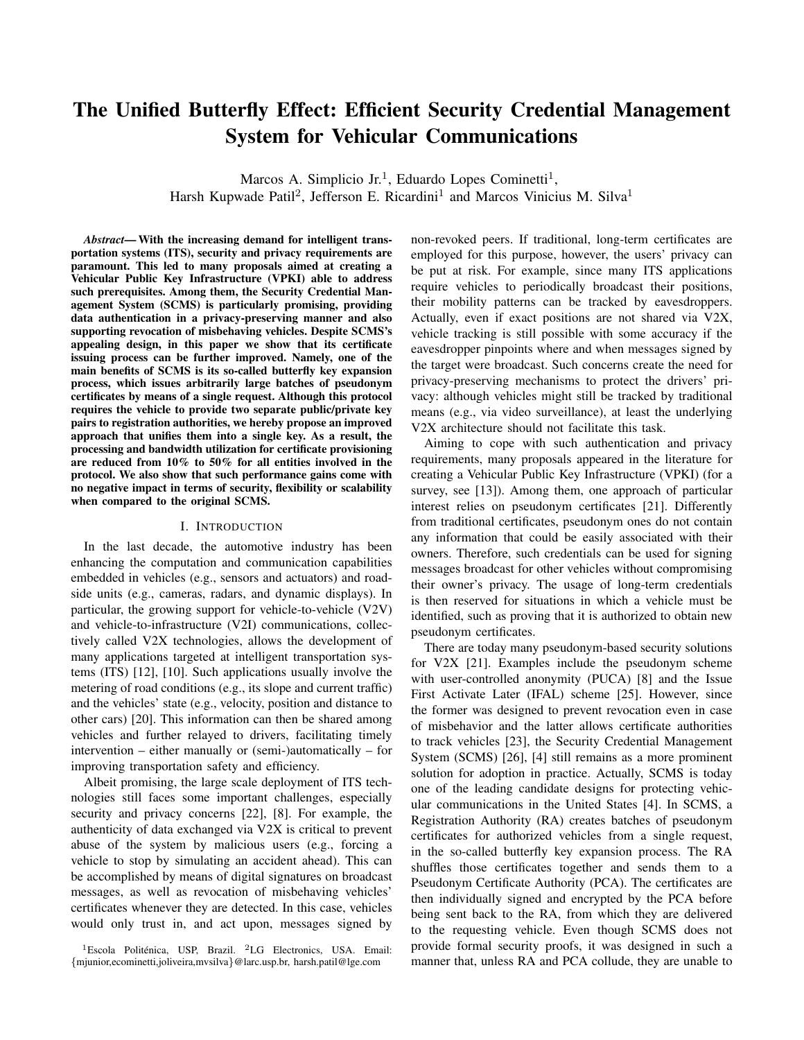# The Unified Butterfly Effect: Efficient Security Credential Management System for Vehicular Communications

Marcos A. Simplicio Jr.[1], Eduardo Lopes Cominetti[1], Harsh Kupwade Patil[2], Jefferson E. Ricardini[1] and Marcos Vinicius M. Silva[1]

[1]Escola Politénica, USP, Brazil. [2]LG Electronics, USA. Email: {mjunior,ecominetti,joliveira,mvsilva}@larc.usp.br, harsh.patil@lge.com

***Abstract*— With the increasing demand for intelligent transportation systems (ITS), security and privacy requirements are paramount. This led to many proposals aimed at creating a Vehicular Public Key Infrastructure (VPKI) able to address such prerequisites. Among them, the Security Credential Management System (SCMS) is particularly promising, providing data authentication in a privacy-preserving manner and also supporting revocation of misbehaving vehicles. Despite SCMS's appealing design, in this paper we show that its certificate issuing process can be further improved. Namely, one of the main benefits of SCMS is its so-called butterfly key expansion process, which issues arbitrarily large batches of pseudonym certificates by means of a single request. Although this protocol requires the vehicle to provide two separate public/private key pairs to registration authorities, we hereby propose an improved approach that unifies them into a single key. As a result, the processing and bandwidth utilization for certificate provisioning are reduced from 10% to 50% for all entities involved in the protocol. We also show that such performance gains come with no negative impact in terms of security, flexibility or scalability when compared to the original SCMS.**

## I. Introduction

In the last decade, the automotive industry has been enhancing the computation and communication capabilities embedded in vehicles (e.g., sensors and actuators) and road-side units (e.g., cameras, radars, and dynamic displays). In particular, the growing support for vehicle-to-vehicle (V2V) and vehicle-to-infrastructure (V2I) communications, collectively called V2X technologies, allows the development of many applications targeted at intelligent transportation systems (ITS) [12], [10]. Such applications usually involve the metering of road conditions (e.g., its slope and current traffic) and the vehicles' state (e.g., velocity, position and distance to other cars) [20]. This information can then be shared among vehicles and further relayed to drivers, facilitating timely intervention – either manually or (semi-)automatically – for improving transportation safety and efficiency.

Albeit promising, the large scale deployment of ITS technologies still faces some important challenges, especially security and privacy concerns [22], [8]. For example, the authenticity of data exchanged via V2X is critical to prevent abuse of the system by malicious users (e.g., forcing a vehicle to stop by simulating an accident ahead). This can be accomplished by means of digital signatures on broadcast messages, as well as revocation of misbehaving vehicles' certificates whenever they are detected. In this case, vehicles would only trust in, and act upon, messages signed by non-revoked peers. If traditional, long-term certificates are employed for this purpose, however, the users' privacy can be put at risk. For example, since many ITS applications require vehicles to periodically broadcast their positions, their mobility patterns can be tracked by eavesdroppers. Actually, even if exact positions are not shared via V2X, vehicle tracking is still possible with some accuracy if the eavesdropper pinpoints where and when messages signed by the target were broadcast. Such concerns create the need for privacy-preserving mechanisms to protect the drivers' privacy: although vehicles might still be tracked by traditional means (e.g., via video surveillance), at least the underlying V2X architecture should not facilitate this task.

Aiming to cope with such authentication and privacy requirements, many proposals appeared in the literature for creating a Vehicular Public Key Infrastructure (VPKI) (for a survey, see [13]). Among them, one approach of particular interest relies on pseudonym certificates [21]. Differently from traditional certificates, pseudonym ones do not contain any information that could be easily associated with their owners. Therefore, such credentials can be used for signing messages broadcast for other vehicles without compromising their owner's privacy. The usage of long-term credentials is then reserved for situations in which a vehicle must be identified, such as proving that it is authorized to obtain new pseudonym certificates.

There are today many pseudonym-based security solutions for V2X [21]. Examples include the pseudonym scheme with user-controlled anonymity (PUCA) [8] and the Issue First Activate Later (IFAL) scheme [25]. However, since the former was designed to prevent revocation even in case of misbehavior and the latter allows certificate authorities to track vehicles [23], the Security Credential Management System (SCMS) [26], [4] still remains as a more prominent solution for adoption in practice. Actually, SCMS is today one of the leading candidate designs for protecting vehicular communications in the United States [4]. In SCMS, a Registration Authority (RA) creates batches of pseudonym certificates for authorized vehicles from a single request, in the so-called butterfly key expansion process. The RA shuffles those certificates together and sends them to a Pseudonym Certificate Authority (PCA). The certificates are then individually signed and encrypted by the PCA before being sent back to the RA, from which they are delivered to the requesting vehicle. Even though SCMS does not provide formal security proofs, it was designed in such a manner that, unless RA and PCA collude, they are unable to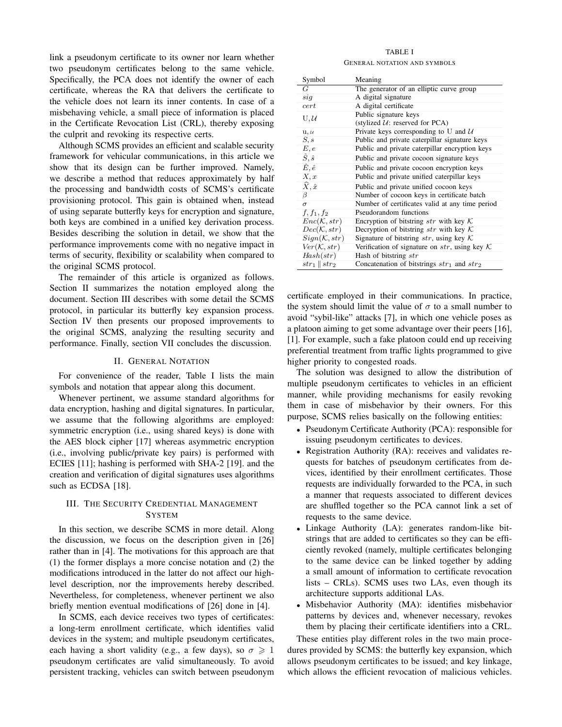link a pseudonym certificate to its owner nor learn whether two pseudonym certificates belong to the same vehicle. Specifically, the PCA does not identify the owner of each certificate, whereas the RA that delivers the certificate to the vehicle does not learn its inner contents. In case of a misbehaving vehicle, a small piece of information is placed in the Certificate Revocation List (CRL), thereby exposing the culprit and revoking its respective certs.

Although SCMS provides an efficient and scalable security framework for vehicular communications, in this article we show that its design can be further improved. Namely, we describe a method that reduces approximately by half the processing and bandwidth costs of SCMS's certificate provisioning protocol. This gain is obtained when, instead of using separate butterfly keys for encryption and signature, both keys are combined in a unified key derivation process. Besides describing the solution in detail, we show that the performance improvements come with no negative impact in terms of security, flexibility or scalability when compared to the original SCMS protocol.

The remainder of this article is organized as follows. Section II summarizes the notation employed along the document. Section III describes with some detail the SCMS protocol, in particular its butterfly key expansion process. Section IV then presents our proposed improvements to the original SCMS, analyzing the resulting security and performance. Finally, section VII concludes the discussion.

## II. General Notation

For convenience of the reader, Table I lists the main symbols and notation that appear along this document.

Whenever pertinent, we assume standard algorithms for data encryption, hashing and digital signatures. In particular, we assume that the following algorithms are employed: symmetric encryption (i.e., using shared keys) is done with the AES block cipher [17] whereas asymmetric encryption (i.e., involving public/private key pairs) is performed with ECIES [11]; hashing is performed with SHA-2 [19]. and the creation and verification of digital signatures uses algorithms such as ECDSA [18].

TABLE I
General notation and symbols

| Symbol | Meaning |
|---|---|
| $G$ | The generator of an elliptic curve group |
| $sig$ | A digital signature |
| $cert$ | A digital certificate |
| $\mathrm{U}, \mathcal{U}$ | Public signature keys (stylized $\mathcal{U}$: reserved for PCA) |
| $\mathrm{u}, u$ | Private keys corresponding to U and $\mathcal{U}$ |
| $S, s$ | Public and private caterpillar signature keys |
| $E, e$ | Public and private caterpillar encryption keys |
| $\hat{S}, \hat{s}$ | Public and private cocoon signature keys |
| $\hat{E}, \hat{e}$ | Public and private cocoon encryption keys |
| $X, x$ | Public and private unified caterpillar keys |
| $\widehat{X}, \hat{x}$ | Public and private unified cocoon keys |
| $\beta$ | Number of cocoon keys in certificate batch |
| $\sigma$ | Number of certificates valid at any time period |
| $f, f_1, f_2$ | Pseudorandom functions |
| $Enc(\mathcal{K}, str)$ | Encryption of bitstring $str$ with key $\mathcal{K}$ |
| $Dec(\mathcal{K}, str)$ | Decryption of bitstring $str$ with key $\mathcal{K}$ |
| $Sign(\mathcal{K}, str)$ | Signature of bitstring $str$, using key $\mathcal{K}$ |
| $Ver(\mathcal{K}, str)$ | Verification of signature on $str$, using key $\mathcal{K}$ |
| $Hash(str)$ | Hash of bitstring $str$ |
| $str_1 \parallel str_2$ | Concatenation of bitstrings $str_1$ and $str_2$ |

## III. The Security Credential Management System

In this section, we describe SCMS in more detail. Along the discussion, we focus on the description given in [26] rather than in [4]. The motivations for this approach are that (1) the former displays a more concise notation and (2) the modifications introduced in the latter do not affect our high-level description, nor the improvements hereby described. Nevertheless, for completeness, whenever pertinent we also briefly mention eventual modifications of [26] done in [4].

In SCMS, each device receives two types of certificates: a long-term enrollment certificate, which identifies valid devices in the system; and multiple pseudonym certificates, each having a short validity (e.g., a few days), so $\sigma \geqslant 1$ pseudonym certificates are valid simultaneously. To avoid persistent tracking, vehicles can switch between pseudonym certificate employed in their communications. In practice, the system should limit the value of $\sigma$ to a small number to avoid "sybil-like" attacks [7], in which one vehicle poses as a platoon aiming to get some advantage over their peers [16], [1]. For example, such a fake platoon could end up receiving preferential treatment from traffic lights programmed to give higher priority to congested roads.

The solution was designed to allow the distribution of multiple pseudonym certificates to vehicles in an efficient manner, while providing mechanisms for easily revoking them in case of misbehavior by their owners. For this purpose, SCMS relies basically on the following entities:

- Pseudonym Certificate Authority (PCA): responsible for issuing pseudonym certificates to devices.
- Registration Authority (RA): receives and validates requests for batches of pseudonym certificates from devices, identified by their enrollment certificates. Those requests are individually forwarded to the PCA, in such a manner that requests associated to different devices are shuffled together so the PCA cannot link a set of requests to the same device.
- Linkage Authority (LA): generates random-like bitstrings that are added to certificates so they can be efficiently revoked (namely, multiple certificates belonging to the same device can be linked together by adding a small amount of information to certificate revocation lists – CRLs). SCMS uses two LAs, even though its architecture supports additional LAs.
- Misbehavior Authority (MA): identifies misbehavior patterns by devices and, whenever necessary, revokes them by placing their certificate identifiers into a CRL.

These entities play different roles in the two main procedures provided by SCMS: the butterfly key expansion, which allows pseudonym certificates to be issued; and key linkage, which allows the efficient revocation of malicious vehicles.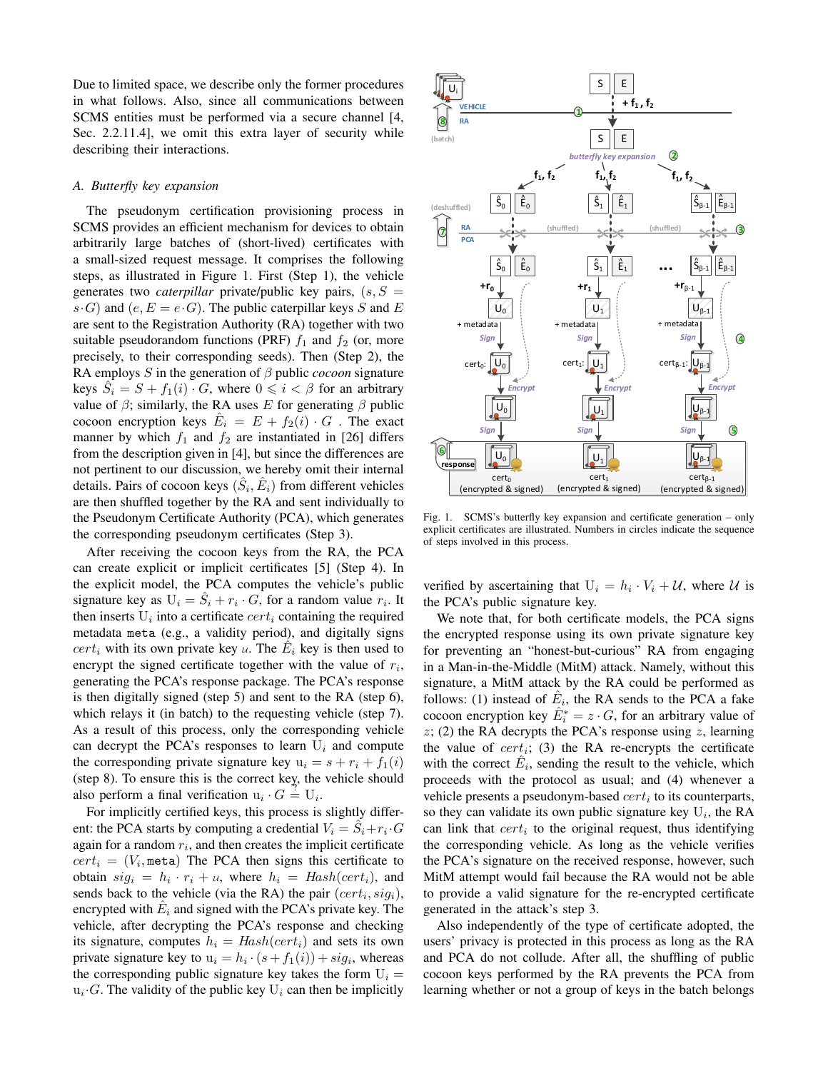Due to limited space, we describe only the former procedures in what follows. Also, since all communications between SCMS entities must be performed via a secure channel [4, Sec. 2.2.11.4], we omit this extra layer of security while describing their interactions.

### A. Butterfly key expansion

The pseudonym certification provisioning process in SCMS provides an efficient mechanism for devices to obtain arbitrarily large batches of (short-lived) certificates with a small-sized request message. It comprises the following steps, as illustrated in Figure 1. First (Step 1), the vehicle generates two *caterpillar* private/public key pairs, $(s, S = s \cdot G)$ and $(e, E = e \cdot G)$. The public caterpillar keys $S$ and $E$ are sent to the Registration Authority (RA) together with two suitable pseudorandom functions (PRF) $f_1$ and $f_2$ (or, more precisely, to their corresponding seeds). Then (Step 2), the RA employs $S$ in the generation of $\beta$ public *cocoon* signature keys $\hat{S}_i = S + f_1(i) \cdot G$, where $0 \leqslant i < \beta$ for an arbitrary value of $\beta$; similarly, the RA uses $E$ for generating $\beta$ public cocoon encryption keys $\hat{E}_i = E + f_2(i) \cdot G$ . The exact manner by which $f_1$ and $f_2$ are instantiated in [26] differs from the description given in [4], but since the differences are not pertinent to our discussion, we hereby omit their internal details. Pairs of cocoon keys $(\hat{S}_i, \hat{E}_i)$ from different vehicles are then shuffled together by the RA and sent individually to the Pseudonym Certificate Authority (PCA), which generates the corresponding pseudonym certificates (Step 3).

After receiving the cocoon keys from the RA, the PCA can create explicit or implicit certificates [5] (Step 4). In the explicit model, the PCA computes the vehicle's public signature key as $\mathrm{U}_i = \hat{S}_i + r_i \cdot G$, for a random value $r_i$. It then inserts $\mathrm{U}_i$ into a certificate $cert_i$ containing the required metadata `meta` (e.g., a validity period), and digitally signs $cert_i$ with its own private key $u$. The $\hat{E}_i$ key is then used to encrypt the signed certificate together with the value of $r_i$, generating the PCA's response package. The PCA's response is then digitally signed (step 5) and sent to the RA (step 6), which relays it (in batch) to the requesting vehicle (step 7). As a result of this process, only the corresponding vehicle can decrypt the PCA's responses to learn $\mathrm{U}_i$ and compute the corresponding private signature key $\mathrm{u}_i = s + r_i + f_1(i)$ (step 8). To ensure this is the correct key, the vehicle should also perform a final verification $\mathrm{u}_i \cdot G \stackrel{?}{=} \mathrm{U}_i$.

For implicitly certified keys, this process is slightly different: the PCA starts by computing a credential $V_i = \hat{S}_i + r_i \cdot G$ again for a random $r_i$, and then creates the implicit certificate $cert_i = (V_i, \mathtt{meta})$ The PCA then signs this certificate to obtain $sig_i = h_i \cdot r_i + u$, where $h_i = Hash(cert_i)$, and sends back to the vehicle (via the RA) the pair $(cert_i, sig_i)$, encrypted with $\hat{E}_i$ and signed with the PCA's private key. The vehicle, after decrypting the PCA's response and checking its signature, computes $h_i = Hash(cert_i)$ and sets its own private signature key to $\mathrm{u}_i = h_i \cdot (s + f_1(i)) + sig_i$, whereas the corresponding public signature key takes the form $\mathrm{U}_i = \mathrm{u}_i \cdot G$. The validity of the public key $\mathrm{U}_i$ can then be implicitly verified by ascertaining that $\mathrm{U}_i = h_i \cdot V_i + \mathcal{U}$, where $\mathcal{U}$ is the PCA's public signature key.

Fig. 1. SCMS's butterfly key expansion and certificate generation – only explicit certificates are illustrated. Numbers in circles indicate the sequence of steps involved in this process.

We note that, for both certificate models, the PCA signs the encrypted response using its own private signature key for preventing an "honest-but-curious" RA from engaging in a Man-in-the-Middle (MitM) attack. Namely, without this signature, a MitM attack by the RA could be performed as follows: (1) instead of $\hat{E}_i$, the RA sends to the PCA a fake cocoon encryption key $\hat{E}_i^* = z \cdot G$, for an arbitrary value of $z$; (2) the RA decrypts the PCA's response using $z$, learning the value of $cert_i$; (3) the RA re-encrypts the certificate with the correct $\hat{E}_i$, sending the result to the vehicle, which proceeds with the protocol as usual; and (4) whenever a vehicle presents a pseudonym-based $cert_i$ to its counterparts, so they can validate its own public signature key $\mathrm{U}_i$, the RA can link that $cert_i$ to the original request, thus identifying the corresponding vehicle. As long as the vehicle verifies the PCA's signature on the received response, however, such MitM attempt would fail because the RA would not be able to provide a valid signature for the re-encrypted certificate generated in the attack's step 3.

Also independently of the type of certificate adopted, the users' privacy is protected in this process as long as the RA and PCA do not collude. After all, the shuffling of public cocoon keys performed by the RA prevents the PCA from learning whether or not a group of keys in the batch belongs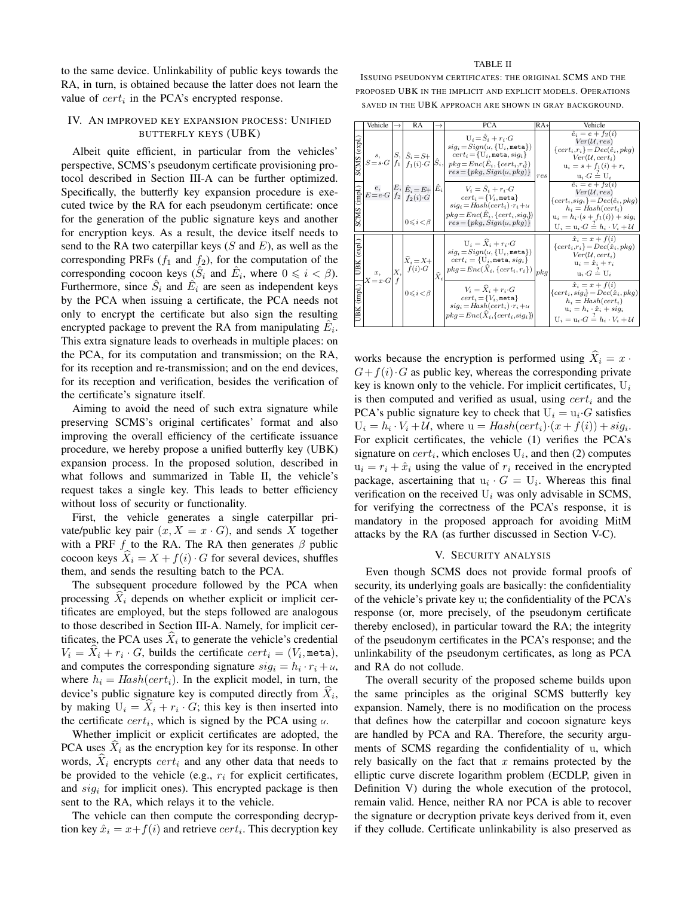to the same device. Unlinkability of public keys towards the RA, in turn, is obtained because the latter does not learn the value of $cert_i$ in the PCA's encrypted response.

## IV. An improved key expansion process: Unified butterfly keys (UBK)

Albeit quite efficient, in particular from the vehicles' perspective, SCMS's pseudonym certificate provisioning protocol described in Section III-A can be further optimized. Specifically, the butterfly key expansion procedure is executed twice by the RA for each pseudonym certificate: once for the generation of the public signature keys and another for encryption keys. As a result, the device itself needs to send to the RA two caterpillar keys ($S$ and $E$), as well as the corresponding PRFs ($f_1$ and $f_2$), for the computation of the corresponding cocoon keys ($\hat{S}_i$ and $\hat{E}_i$, where $0 \leqslant i < \beta$). Furthermore, since $\hat{S}_i$ and $\hat{E}_i$ are seen as independent keys by the PCA when issuing a certificate, the PCA needs not only to encrypt the certificate but also sign the resulting encrypted package to prevent the RA from manipulating $\hat{E}_i$. This extra signature leads to overheads in multiple places: on the PCA, for its computation and transmission; on the RA, for its reception and re-transmission; and on the end devices, for its reception and verification, besides the verification of the certificate's signature itself.

Aiming to avoid the need of such extra signature while preserving SCMS's original certificates' format and also improving the overall efficiency of the certificate issuance procedure, we hereby propose a unified butterfly key (UBK) expansion process. In the proposed solution, described in what follows and summarized in Table II, the vehicle's request takes a single key. This leads to better efficiency without loss of security or functionality.

First, the vehicle generates a single caterpillar private/public key pair $(x, X = x \cdot G)$, and sends $X$ together with a PRF $f$ to the RA. The RA then generates $\beta$ public cocoon keys $\widehat{X}_i = X + f(i) \cdot G$ for several devices, shuffles them, and sends the resulting batch to the PCA.

The subsequent procedure followed by the PCA when processing $\widehat{X}_i$ depends on whether explicit or implicit certificates are employed, but the steps followed are analogous to those described in Section III-A. Namely, for implicit certificates, the PCA uses $\widehat{X}_i$ to generate the vehicle's credential $V_i = \widehat{X}_i + r_i \cdot G$, builds the certificate $cert_i = (V_i, \mathtt{meta})$, and computes the corresponding signature $sig_i = h_i \cdot r_i + u$, where $h_i = Hash(cert_i)$. In the explicit model, in turn, the device's public signature key is computed directly from $\widehat{X}_i$, by making $\mathrm{U}_i = \widehat{X}_i + r_i \cdot G$; this key is then inserted into the certificate $cert_i$, which is signed by the PCA using $u$.

Whether implicit or explicit certificates are adopted, the PCA uses $\widehat{X}_i$ as the encryption key for its response. In other words, $\widehat{X}_i$ encrypts $cert_i$ and any other data that needs to be provided to the vehicle (e.g., $r_i$ for explicit certificates, and $sig_i$ for implicit ones). This encrypted package is then sent to the RA, which relays it to the vehicle.

The vehicle can then compute the corresponding decryption key $\hat{x}_i = x + f(i)$ and retrieve $cert_i$. This decryption key works because the encryption is performed using $\widehat{X}_i = x \cdot G + f(i) \cdot G$ as public key, whereas the corresponding private key is known only to the vehicle. For implicit certificates, $\mathrm{U}_i$ is then computed and verified as usual, using $cert_i$ and the PCA's public signature key to check that $\mathrm{U}_i = \mathrm{u}_i \cdot G$ satisfies $\mathrm{U}_i = h_i \cdot V_i + \mathcal{U}$, where $\mathrm{u} = Hash(cert_i) \cdot (x + f(i)) + sig_i$. For explicit certificates, the vehicle (1) verifies the PCA's signature on $cert_i$, which encloses $\mathrm{U}_i$, and then (2) computes $\mathrm{u}_i = r_i + \hat{x}_i$ using the value of $r_i$ received in the encrypted package, ascertaining that $\mathrm{u}_i \cdot G = \mathrm{U}_i$. Whereas this final verification on the received $\mathrm{U}_i$ was only advisable in SCMS, for verifying the correctness of the PCA's response, it is mandatory in the proposed approach for avoiding MitM attacks by the RA (as further discussed in Section V-C).

TABLE II

Issuing pseudonym certificates: the original SCMS and the proposed UBK in the implicit and explicit models. Operations saved in the UBK approach are shown in gray background.

| | Vehicle | → | RA | → | PCA | RA→ | Vehicle |
|---|---|---|---|---|---|---|---|
| SCMS (expl.) | $s$, $S = s \cdot G$ | $S$, $f_1$ | $\hat{S}_i = S + f_1(i) \cdot G$ | $\hat{S}_i$ | $\mathrm{U}_i = \hat{S}_i + r_i \cdot G$; $sig_i = Sign(u, \{\mathrm{U}_i, \mathtt{meta}\})$; $cert_i = \{\mathrm{U}_i, \mathtt{meta}, sig_i\}$; $pkg = Enc(\hat{E}_i, \{cert_i, r_i\})$; $res = \{pkg, Sign(u, pkg)\}$ | $res$ | $\hat{e}_i = e + f_2(i)$; $Ver(\mathcal{U}, res)$; $\{cert_i, r_i\} = Dec(\hat{e}_i, pkg)$; $Ver(\mathcal{U}, cert_i)$; $\mathrm{u}_i = s + f_1(i) + r_i$; $\mathrm{u}_i \cdot G \stackrel{?}{=} \mathrm{U}_i$ |
| SCMS (impl.) | $e$, $E = e \cdot G$ | $E$, $f_2$ | $\hat{E}_i = E + f_2(i) \cdot G$; $0 \leqslant i < \beta$ | $\hat{E}_i$ | $V_i = \hat{S}_i + r_i \cdot G$; $cert_i = \{V_i, \mathtt{meta}\}$; $sig_i = Hash(cert_i) \cdot r_i + u$; $pkg = Enc(\hat{E}_i, \{cert_i, sig_i\})$; $res = \{pkg, Sign(u, pkg)\}$ | | $\hat{e}_i = e + f_2(i)$; $Ver(\mathcal{U}, res)$; $\{cert_i, sig_i\} = Dec(\hat{e}_i, pkg)$; $h_i = Hash(cert_i)$; $\mathrm{u}_i = h_i \cdot (s + f_1(i)) + sig_i$; $\mathrm{U}_i = \mathrm{u}_i \cdot G \stackrel{?}{=} h_i \cdot V_i + \mathcal{U}$ |
| UBK (expl.) | $x$, $X = x \cdot G$ | $X$, $f$ | $\widehat{X}_i = X + f(i) \cdot G$; $0 \leqslant i < \beta$ | $\widehat{X}_i$ | $\mathrm{U}_i = \widehat{X}_i + r_i \cdot G$; $sig_i = Sign(u, \{\mathrm{U}_i, \mathtt{meta}\})$; $cert_i = \{\mathrm{U}_i, \mathtt{meta}, sig_i\}$; $pkg = Enc(\widehat{X}_i, \{cert_i, r_i\})$ | $pkg$ | $\hat{x}_i = x + f(i)$; $\{cert_i, r_i\} = Dec(\hat{x}_i, pkg)$; $Ver(\mathcal{U}, cert_i)$; $\mathrm{u}_i = \hat{x}_i + r_i$; $\mathrm{u}_i \cdot G \stackrel{?}{=} \mathrm{U}_i$ |
| UBK (impl.) | | | | | $V_i = \widehat{X}_i + r_i \cdot G$; $cert_i = \{V_i, \mathtt{meta}\}$; $sig_i = Hash(cert_i) \cdot r_i + u$; $pkg = Enc(\widehat{X}_i, \{cert_i, sig_i\})$ | | $\hat{x}_i = x + f(i)$; $\{cert_i, sig_i\} = Dec(\hat{x}_i, pkg)$; $h_i = Hash(cert_i)$; $\mathrm{u}_i = h_i \cdot \hat{x}_i + sig_i$; $\mathrm{U}_i = \mathrm{u}_i \cdot G \stackrel{?}{=} h_i \cdot V_i + \mathcal{U}$ |

## V. Security analysis

Even though SCMS does not provide formal proofs of security, its underlying goals are basically: the confidentiality of the vehicle's private key u; the confidentiality of the PCA's response (or, more precisely, of the pseudonym certificate thereby enclosed), in particular toward the RA; the integrity of the pseudonym certificates in the PCA's response; and the unlinkability of the pseudonym certificates, as long as PCA and RA do not collude.

The overall security of the proposed scheme builds upon the same principles as the original SCMS butterfly key expansion. Namely, there is no modification on the process that defines how the caterpillar and cocoon signature keys are handled by PCA and RA. Therefore, the security arguments of SCMS regarding the confidentiality of u, which rely basically on the fact that $x$ remains protected by the elliptic curve discrete logarithm problem (ECDLP, given in Definition V) during the whole execution of the protocol, remain valid. Hence, neither RA nor PCA is able to recover the signature or decryption private keys derived from it, even if they collude. Certificate unlinkability is also preserved as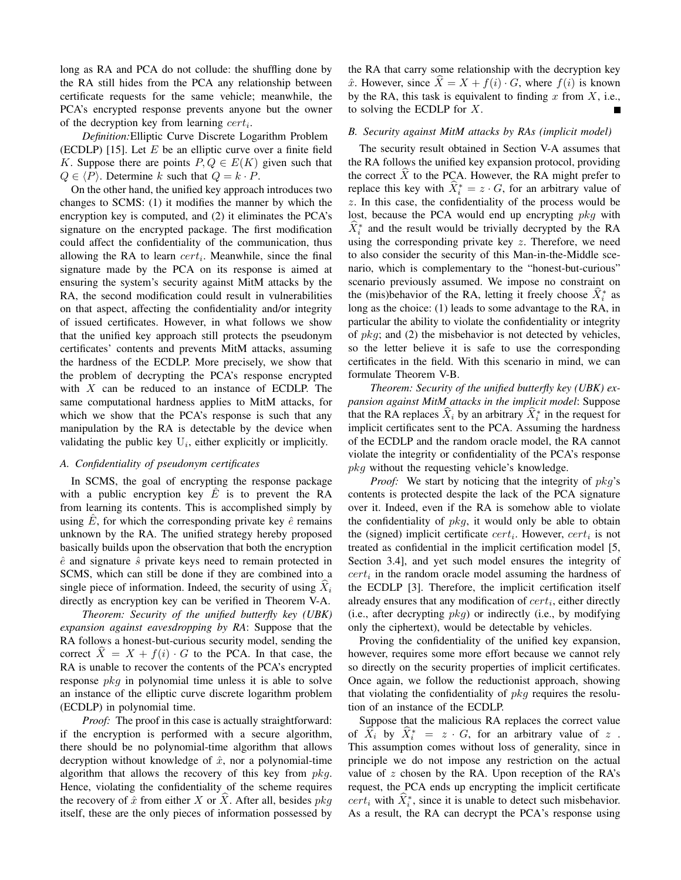long as RA and PCA do not collude: the shuffling done by the RA still hides from the PCA any relationship between certificate requests for the same vehicle; meanwhile, the PCA's encrypted response prevents anyone but the owner of the decryption key from learning $cert_i$.

*Definition:*Elliptic Curve Discrete Logarithm Problem (ECDLP) [15]. Let $E$ be an elliptic curve over a finite field $K$. Suppose there are points $P, Q \in E(K)$ given such that $Q \in \langle P \rangle$. Determine $k$ such that $Q = k \cdot P$.

On the other hand, the unified key approach introduces two changes to SCMS: (1) it modifies the manner by which the encryption key is computed, and (2) it eliminates the PCA's signature on the encrypted package. The first modification could affect the confidentiality of the communication, thus allowing the RA to learn $cert_i$. Meanwhile, since the final signature made by the PCA on its response is aimed at ensuring the system's security against MitM attacks by the RA, the second modification could result in vulnerabilities on that aspect, affecting the confidentiality and/or integrity of issued certificates. However, in what follows we show that the unified key approach still protects the pseudonym certificates' contents and prevents MitM attacks, assuming the hardness of the ECDLP. More precisely, we show that the problem of decrypting the PCA's response encrypted with $X$ can be reduced to an instance of ECDLP. The same computational hardness applies to MitM attacks, for which we show that the PCA's response is such that any manipulation by the RA is detectable by the device when validating the public key $\mathrm{U}_i$, either explicitly or implicitly.

### A. Confidentiality of pseudonym certificates

In SCMS, the goal of encrypting the response package with a public encryption key $\hat{E}$ is to prevent the RA from learning its contents. This is accomplished simply by using $\hat{E}$, for which the corresponding private key $\hat{e}$ remains unknown by the RA. The unified strategy hereby proposed basically builds upon the observation that both the encryption $\hat{e}$ and signature $\hat{s}$ private keys need to remain protected in SCMS, which can still be done if they are combined into a single piece of information. Indeed, the security of using $\widehat{X}_i$ directly as encryption key can be verified in Theorem V-A.

*Theorem: Security of the unified butterfly key (UBK) expansion against eavesdropping by RA*: Suppose that the RA follows a honest-but-curious security model, sending the correct $\widehat{X} = X + f(i) \cdot G$ to the PCA. In that case, the RA is unable to recover the contents of the PCA's encrypted response $pkg$ in polynomial time unless it is able to solve an instance of the elliptic curve discrete logarithm problem (ECDLP) in polynomial time.

*Proof:* The proof in this case is actually straightforward: if the encryption is performed with a secure algorithm, there should be no polynomial-time algorithm that allows decryption without knowledge of $\hat{x}$, nor a polynomial-time algorithm that allows the recovery of this key from $pkg$. Hence, violating the confidentiality of the scheme requires the recovery of $\hat{x}$ from either $X$ or $\widehat{X}$. After all, besides $pkg$ itself, these are the only pieces of information possessed by the RA that carry some relationship with the decryption key $\hat{x}$. However, since $\widehat{X} = X + f(i) \cdot G$, where $f(i)$ is known by the RA, this task is equivalent to finding $x$ from $X$, i.e., to solving the ECDLP for $X$. ■

### B. Security against MitM attacks by RAs (implicit model)

The security result obtained in Section V-A assumes that the RA follows the unified key expansion protocol, providing the correct $\widehat{X}$ to the PCA. However, the RA might prefer to replace this key with $\widehat{X}_i^* = z \cdot G$, for an arbitrary value of $z$. In this case, the confidentiality of the process would be lost, because the PCA would end up encrypting $pkg$ with $\widehat{X}_i^*$ and the result would be trivially decrypted by the RA using the corresponding private key $z$. Therefore, we need to also consider the security of this Man-in-the-Middle scenario, which is complementary to the "honest-but-curious" scenario previously assumed. We impose no constraint on the (mis)behavior of the RA, letting it freely choose $\widehat{X}_i^*$ as long as the choice: (1) leads to some advantage to the RA, in particular the ability to violate the confidentiality or integrity of $pkg$; and (2) the misbehavior is not detected by vehicles, so the letter believe it is safe to use the corresponding certificates in the field. With this scenario in mind, we can formulate Theorem V-B.

*Theorem: Security of the unified butterfly key (UBK) expansion against MitM attacks in the implicit model*: Suppose that the RA replaces $\widehat{X}_i$ by an arbitrary $\widehat{X}_i^*$ in the request for implicit certificates sent to the PCA. Assuming the hardness of the ECDLP and the random oracle model, the RA cannot violate the integrity or confidentiality of the PCA's response $pkg$ without the requesting vehicle's knowledge.

*Proof:* We start by noticing that the integrity of $pkg$'s contents is protected despite the lack of the PCA signature over it. Indeed, even if the RA is somehow able to violate the confidentiality of $pkg$, it would only be able to obtain the (signed) implicit certificate $cert_i$. However, $cert_i$ is not treated as confidential in the implicit certification model [5, Section 3.4], and yet such model ensures the integrity of $cert_i$ in the random oracle model assuming the hardness of the ECDLP [3]. Therefore, the implicit certification itself already ensures that any modification of $cert_i$, either directly (i.e., after decrypting $pkg$) or indirectly (i.e., by modifying only the ciphertext), would be detectable by vehicles.

Proving the confidentiality of the unified key expansion, however, requires some more effort because we cannot rely so directly on the security properties of implicit certificates. Once again, we follow the reductionist approach, showing that violating the confidentiality of $pkg$ requires the resolution of an instance of the ECDLP.

Suppose that the malicious RA replaces the correct value of $\widehat{X}_i$ by $\widehat{X}_i^* = z \cdot G$, for an arbitrary value of $z$ . This assumption comes without loss of generality, since in principle we do not impose any restriction on the actual value of $z$ chosen by the RA. Upon reception of the RA's request, the PCA ends up encrypting the implicit certificate $cert_i$ with $\widehat{X}_i^*$, since it is unable to detect such misbehavior. As a result, the RA can decrypt the PCA's response using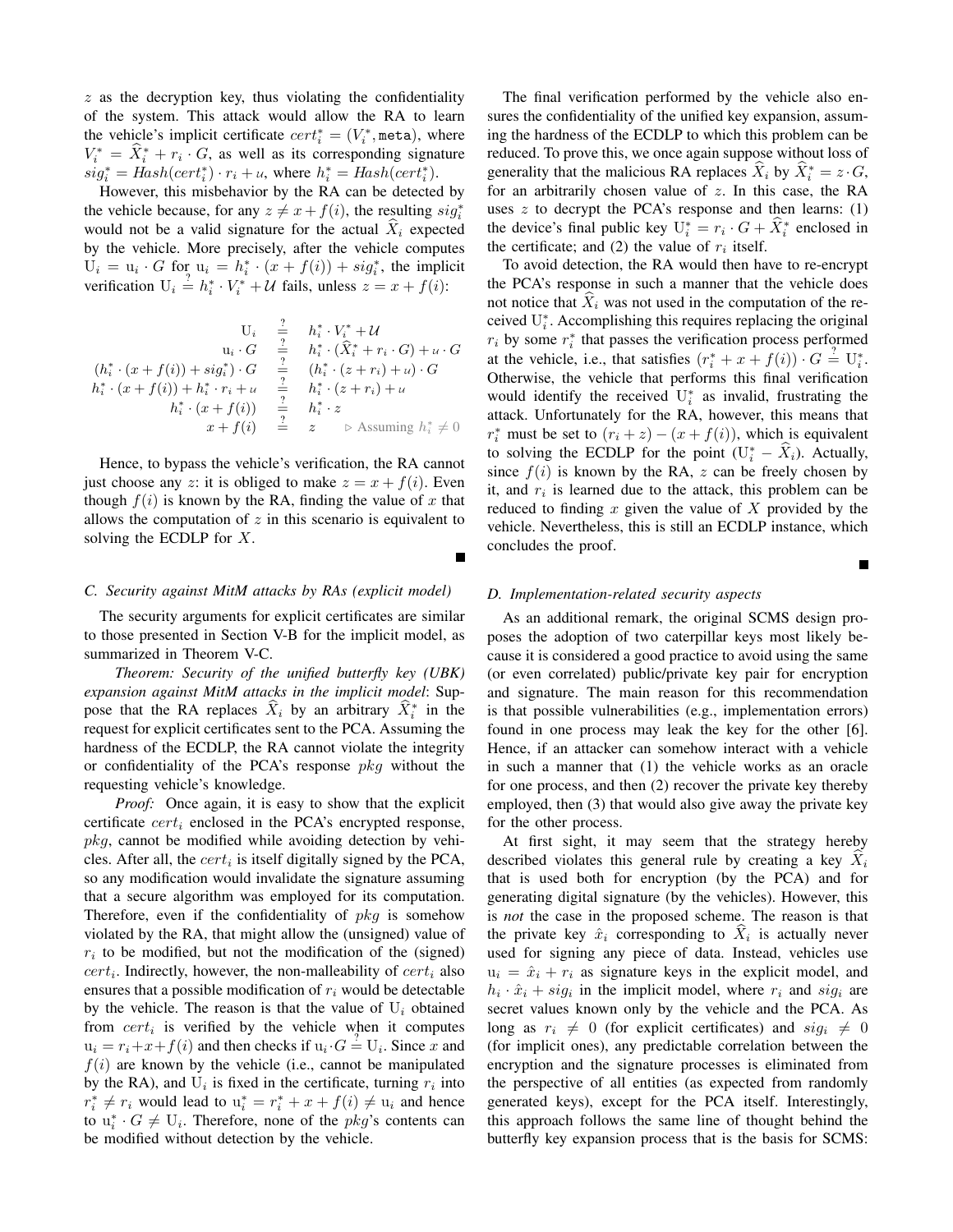$z$ as the decryption key, thus violating the confidentiality of the system. This attack would allow the RA to learn the vehicle's implicit certificate $cert_i^* = (V_i^*, \texttt{meta})$, where $V_i^* = \widehat{X}_i^* + r_i \cdot G$, as well as its corresponding signature $sig_i^* = Hash(cert_i^*) \cdot r_i + \mathcal{u}$, where $h_i^* = Hash(cert_i^*)$.

However, this misbehavior by the RA can be detected by the vehicle because, for any $z \neq x + f(i)$, the resulting $sig_i^*$ would not be a valid signature for the actual $\widehat{X}_i$ expected by the vehicle. More precisely, after the vehicle computes $\mathrm{U}_i = \mathrm{u}_i \cdot G$ for $\mathrm{u}_i = h_i^* \cdot (x + f(i)) + sig_i^*$, the implicit verification $\mathrm{U}_i \stackrel{?}{=} h_i^* \cdot V_i^* + \mathcal{U}$ fails, unless $z = x + f(i)$:

$$
\begin{aligned}
\mathrm{U}_i &\stackrel{?}{=} h_i^* \cdot V_i^* + \mathcal{U} \\
\mathrm{u}_i \cdot G &\stackrel{?}{=} h_i^* \cdot (\widehat{X}_i^* + r_i \cdot G) + \mathcal{u} \cdot G \\
(h_i^* \cdot (x + f(i)) + sig_i^*) \cdot G &\stackrel{?}{=} (h_i^* \cdot (z + r_i) + \mathcal{u}) \cdot G \\
h_i^* \cdot (x + f(i)) + h_i^* \cdot r_i + \mathcal{u} &\stackrel{?}{=} h_i^* \cdot (z + r_i) + \mathcal{u} \\
h_i^* \cdot (x + f(i)) &\stackrel{?}{=} h_i^* \cdot z \\
x + f(i) &\stackrel{?}{=} z \qquad \triangleright \text{ Assuming } h_i^* \neq 0
\end{aligned}
$$

Hence, to bypass the vehicle's verification, the RA cannot just choose any $z$: it is obliged to make $z = x + f(i)$. Even though $f(i)$ is known by the RA, finding the value of $x$ that allows the computation of $z$ in this scenario is equivalent to solving the ECDLP for $X$. ∎

### C. Security against MitM attacks by RAs (explicit model)

The security arguments for explicit certificates are similar to those presented in Section V-B for the implicit model, as summarized in Theorem V-C.

*Theorem: Security of the unified butterfly key (UBK) expansion against MitM attacks in the implicit model*: Suppose that the RA replaces $\widehat{X}_i$ by an arbitrary $\widehat{X}_i^*$ in the request for explicit certificates sent to the PCA. Assuming the hardness of the ECDLP, the RA cannot violate the integrity or confidentiality of the PCA's response $pkg$ without the requesting vehicle's knowledge.

*Proof:* Once again, it is easy to show that the explicit certificate $cert_i$ enclosed in the PCA's encrypted response, $pkg$, cannot be modified while avoiding detection by vehicles. After all, the $cert_i$ is itself digitally signed by the PCA, so any modification would invalidate the signature assuming that a secure algorithm was employed for its computation. Therefore, even if the confidentiality of $pkg$ is somehow violated by the RA, that might allow the (unsigned) value of $r_i$ to be modified, but not the modification of the (signed) $cert_i$. Indirectly, however, the non-malleability of $cert_i$ also ensures that a possible modification of $r_i$ would be detectable by the vehicle. The reason is that the value of $\mathrm{U}_i$ obtained from $cert_i$ is verified by the vehicle when it computes $\mathrm{u}_i = r_i + x + f(i)$ and then checks if $\mathrm{u}_i \cdot G \stackrel{?}{=} \mathrm{U}_i$. Since $x$ and $f(i)$ are known by the vehicle (i.e., cannot be manipulated by the RA), and $\mathrm{U}_i$ is fixed in the certificate, turning $r_i$ into $r_i^* \neq r_i$ would lead to $\mathrm{u}_i^* = r_i^* + x + f(i) \neq \mathrm{u}_i$ and hence to $\mathrm{u}_i^* \cdot G \neq \mathrm{U}_i$. Therefore, none of the $pkg$'s contents can be modified without detection by the vehicle.

The final verification performed by the vehicle also ensures the confidentiality of the unified key expansion, assuming the hardness of the ECDLP to which this problem can be reduced. To prove this, we once again suppose without loss of generality that the malicious RA replaces $\widehat{X}_i$ by $\widehat{X}_i^* = z \cdot G$, for an arbitrarily chosen value of $z$. In this case, the RA uses $z$ to decrypt the PCA's response and then learns: (1) the device's final public key $\mathrm{U}_i^* = r_i \cdot G + \widehat{X}_i^*$ enclosed in the certificate; and (2) the value of $r_i$ itself.

To avoid detection, the RA would then have to re-encrypt the PCA's response in such a manner that the vehicle does not notice that $\widehat{X}_i$ was not used in the computation of the received $\mathrm{U}_i^*$. Accomplishing this requires replacing the original $r_i$ by some $r_i^*$ that passes the verification process performed at the vehicle, i.e., that satisfies $(r_i^* + x + f(i)) \cdot G \stackrel{?}{=} \mathrm{U}_i^*$. Otherwise, the vehicle that performs this final verification would identify the received $\mathrm{U}_i^*$ as invalid, frustrating the attack. Unfortunately for the RA, however, this means that $r_i^*$ must be set to $(r_i + z) - (x + f(i))$, which is equivalent to solving the ECDLP for the point $(\mathrm{U}_i^* - \widehat{X}_i)$. Actually, since $f(i)$ is known by the RA, $z$ can be freely chosen by it, and $r_i$ is learned due to the attack, this problem can be reduced to finding $x$ given the value of $X$ provided by the vehicle. Nevertheless, this is still an ECDLP instance, which concludes the proof. ∎

### D. Implementation-related security aspects

As an additional remark, the original SCMS design proposes the adoption of two caterpillar keys most likely because it is considered a good practice to avoid using the same (or even correlated) public/private key pair for encryption and signature. The main reason for this recommendation is that possible vulnerabilities (e.g., implementation errors) found in one process may leak the key for the other [6]. Hence, if an attacker can somehow interact with a vehicle in such a manner that (1) the vehicle works as an oracle for one process, and then (2) recover the private key thereby employed, then (3) that would also give away the private key for the other process.

At first sight, it may seem that the strategy hereby described violates this general rule by creating a key $\widehat{X}_i$ that is used both for encryption (by the PCA) and for generating digital signature (by the vehicles). However, this is *not* the case in the proposed scheme. The reason is that the private key $\hat{x}_i$ corresponding to $\widehat{X}_i$ is actually never used for signing any piece of data. Instead, vehicles use $\mathrm{u}_i = \hat{x}_i + r_i$ as signature keys in the explicit model, and $h_i \cdot \hat{x}_i + sig_i$ in the implicit model, where $r_i$ and $sig_i$ are secret values known only by the vehicle and the PCA. As long as $r_i \neq 0$ (for explicit certificates) and $sig_i \neq 0$ (for implicit ones), any predictable correlation between the encryption and the signature processes is eliminated from the perspective of all entities (as expected from randomly generated keys), except for the PCA itself. Interestingly, this approach follows the same line of thought behind the butterfly key expansion process that is the basis for SCMS: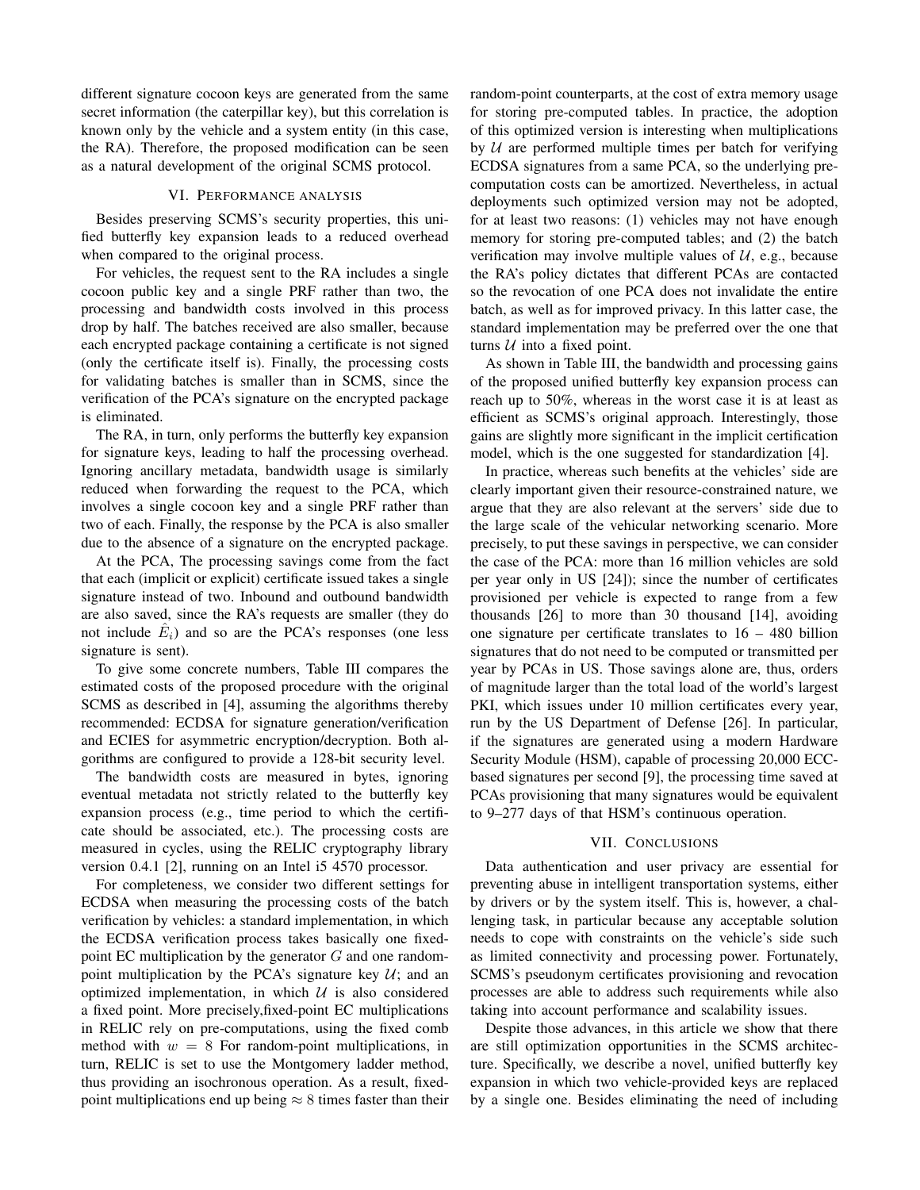different signature cocoon keys are generated from the same secret information (the caterpillar key), but this correlation is known only by the vehicle and a system entity (in this case, the RA). Therefore, the proposed modification can be seen as a natural development of the original SCMS protocol.

## VI. Performance analysis

Besides preserving SCMS's security properties, this unified butterfly key expansion leads to a reduced overhead when compared to the original process.

For vehicles, the request sent to the RA includes a single cocoon public key and a single PRF rather than two, the processing and bandwidth costs involved in this process drop by half. The batches received are also smaller, because each encrypted package containing a certificate is not signed (only the certificate itself is). Finally, the processing costs for validating batches is smaller than in SCMS, since the verification of the PCA's signature on the encrypted package is eliminated.

The RA, in turn, only performs the butterfly key expansion for signature keys, leading to half the processing overhead. Ignoring ancillary metadata, bandwidth usage is similarly reduced when forwarding the request to the PCA, which involves a single cocoon key and a single PRF rather than two of each. Finally, the response by the PCA is also smaller due to the absence of a signature on the encrypted package.

At the PCA, The processing savings come from the fact that each (implicit or explicit) certificate issued takes a single signature instead of two. Inbound and outbound bandwidth are also saved, since the RA's requests are smaller (they do not include $\hat{E}_i$) and so are the PCA's responses (one less signature is sent).

To give some concrete numbers, Table III compares the estimated costs of the proposed procedure with the original SCMS as described in [4], assuming the algorithms thereby recommended: ECDSA for signature generation/verification and ECIES for asymmetric encryption/decryption. Both algorithms are configured to provide a 128-bit security level.

The bandwidth costs are measured in bytes, ignoring eventual metadata not strictly related to the butterfly key expansion process (e.g., time period to which the certificate should be associated, etc.). The processing costs are measured in cycles, using the RELIC cryptography library version 0.4.1 [2], running on an Intel i5 4570 processor.

For completeness, we consider two different settings for ECDSA when measuring the processing costs of the batch verification by vehicles: a standard implementation, in which the ECDSA verification process takes basically one fixed-point EC multiplication by the generator $G$ and one random-point multiplication by the PCA's signature key $\mathcal{U}$; and an optimized implementation, in which $\mathcal{U}$ is also considered a fixed point. More precisely,fixed-point EC multiplications in RELIC rely on pre-computations, using the fixed comb method with $w = 8$ For random-point multiplications, in turn, RELIC is set to use the Montgomery ladder method, thus providing an isochronous operation. As a result, fixed-point multiplications end up being $\approx 8$ times faster than their random-point counterparts, at the cost of extra memory usage for storing pre-computed tables. In practice, the adoption of this optimized version is interesting when multiplications by $\mathcal{U}$ are performed multiple times per batch for verifying ECDSA signatures from a same PCA, so the underlying pre-computation costs can be amortized. Nevertheless, in actual deployments such optimized version may not be adopted, for at least two reasons: (1) vehicles may not have enough memory for storing pre-computed tables; and (2) the batch verification may involve multiple values of $\mathcal{U}$, e.g., because the RA's policy dictates that different PCAs are contacted so the revocation of one PCA does not invalidate the entire batch, as well as for improved privacy. In this latter case, the standard implementation may be preferred over the one that turns $\mathcal{U}$ into a fixed point.

As shown in Table III, the bandwidth and processing gains of the proposed unified butterfly key expansion process can reach up to 50%, whereas in the worst case it is at least as efficient as SCMS's original approach. Interestingly, those gains are slightly more significant in the implicit certification model, which is the one suggested for standardization [4].

In practice, whereas such benefits at the vehicles' side are clearly important given their resource-constrained nature, we argue that they are also relevant at the servers' side due to the large scale of the vehicular networking scenario. More precisely, to put these savings in perspective, we can consider the case of the PCA: more than 16 million vehicles are sold per year only in US [24]); since the number of certificates provisioned per vehicle is expected to range from a few thousands [26] to more than 30 thousand [14], avoiding one signature per certificate translates to 16 – 480 billion signatures that do not need to be computed or transmitted per year by PCAs in US. Those savings alone are, thus, orders of magnitude larger than the total load of the world's largest PKI, which issues under 10 million certificates every year, run by the US Department of Defense [26]. In particular, if the signatures are generated using a modern Hardware Security Module (HSM), capable of processing 20,000 ECC-based signatures per second [9], the processing time saved at PCAs provisioning that many signatures would be equivalent to 9–277 days of that HSM's continuous operation.

## VII. Conclusions

Data authentication and user privacy are essential for preventing abuse in intelligent transportation systems, either by drivers or by the system itself. This is, however, a challenging task, in particular because any acceptable solution needs to cope with constraints on the vehicle's side such as limited connectivity and processing power. Fortunately, SCMS's pseudonym certificates provisioning and revocation processes are able to address such requirements while also taking into account performance and scalability issues.

Despite those advances, in this article we show that there are still optimization opportunities in the SCMS architecture. Specifically, we describe a novel, unified butterfly key expansion in which two vehicle-provided keys are replaced by a single one. Besides eliminating the need of including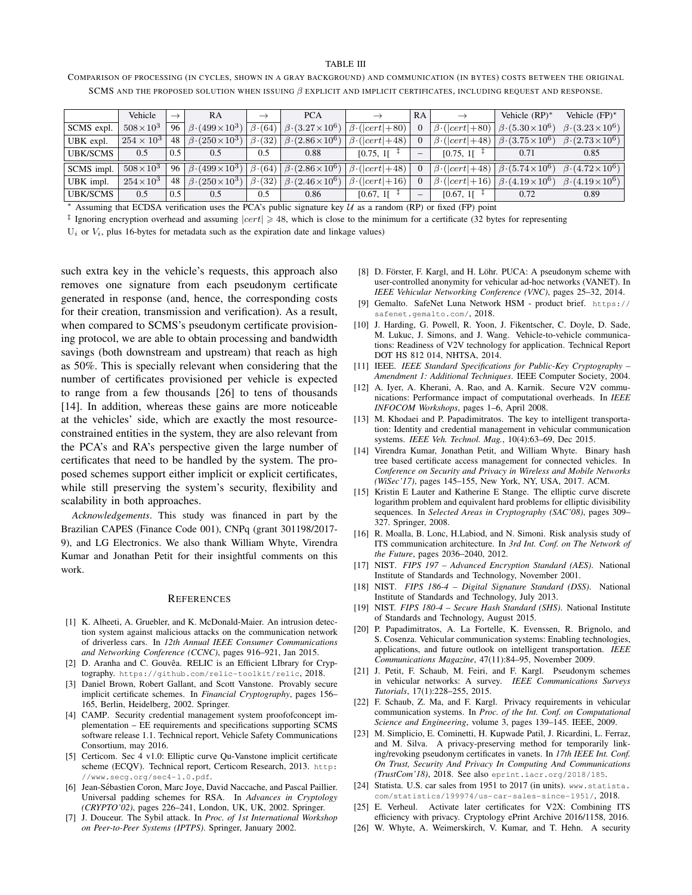TABLE III

COMPARISON OF PROCESSING (IN CYCLES, SHOWN IN A GRAY BACKGROUND) AND COMMUNICATION (IN BYTES) COSTS BETWEEN THE ORIGINAL SCMS AND THE PROPOSED SOLUTION WHEN ISSUING $\beta$ EXPLICIT AND IMPLICIT CERTIFICATES, INCLUDING REQUEST AND RESPONSE.

| | Vehicle | $\rightarrow$ | RA | $\rightarrow$ | PCA | $\rightarrow$ | RA | $\rightarrow$ | Vehicle (RP)* | Vehicle (FP)* |
|---|---|---|---|---|---|---|---|---|---|---|
| SCMS expl. | $508\times10^3$ | 96 | $\beta\cdot(499\times10^3)$ | $\beta\cdot(64)$ | $\beta\cdot(3.27\times10^6)$ | $\beta\cdot(\|cert\|+80)$ | 0 | $\beta\cdot(\|cert\|+80)$ | $\beta\cdot(5.30\times10^6)$ | $\beta\cdot(3.23\times10^6)$ |
| UBK expl. | $254\times10^3$ | 48 | $\beta\cdot(250\times10^3)$ | $\beta\cdot(32)$ | $\beta\cdot(2.86\times10^6)$ | $\beta\cdot(\|cert\|+48)$ | 0 | $\beta\cdot(\|cert\|+48)$ | $\beta\cdot(3.75\times10^6)$ | $\beta\cdot(2.73\times10^6)$ |
| UBK/SCMS | 0.5 | 0.5 | 0.5 | 0.5 | 0.88 | [0.75, 1[ ‡ | – | [0.75, 1[ ‡ | 0.71 | 0.85 |
| SCMS impl. | $508\times10^3$ | 96 | $\beta\cdot(499\times10^3)$ | $\beta\cdot(64)$ | $\beta\cdot(2.86\times10^6)$ | $\beta\cdot(\|cert\|+48)$ | 0 | $\beta\cdot(\|cert\|+48)$ | $\beta\cdot(5.74\times10^6)$ | $\beta\cdot(4.72\times10^6)$ |
| UBK impl. | $254\times10^3$ | 48 | $\beta\cdot(250\times10^3)$ | $\beta\cdot(32)$ | $\beta\cdot(2.46\times10^6)$ | $\beta\cdot(\|cert\|+16)$ | 0 | $\beta\cdot(\|cert\|+16)$ | $\beta\cdot(4.19\times10^6)$ | $\beta\cdot(4.19\times10^6)$ |
| UBK/SCMS | 0.5 | 0.5 | 0.5 | 0.5 | 0.86 | [0.67, 1[ ‡ | – | [0.67, 1[ ‡ | 0.72 | 0.89 |

\* Assuming that ECDSA verification uses the PCA's public signature key $\mathcal{U}$ as a random (RP) or fixed (FP) point

‡ Ignoring encryption overhead and assuming $|cert| \geqslant 48$, which is close to the minimum for a certificate (32 bytes for representing $U_i$ or $V_i$, plus 16-bytes for metadata such as the expiration date and linkage values)

such extra key in the vehicle's requests, this approach also removes one signature from each pseudonym certificate generated in response (and, hence, the corresponding costs for their creation, transmission and verification). As a result, when compared to SCMS's pseudonym certificate provisioning protocol, we are able to obtain processing and bandwidth savings (both downstream and upstream) that reach as high as 50%. This is specially relevant when considering that the number of certificates provisioned per vehicle is expected to range from a few thousands [26] to tens of thousands [14]. In addition, whereas these gains are more noticeable at the vehicles' side, which are exactly the most resource-constrained entities in the system, they are also relevant from the PCA's and RA's perspective given the large number of certificates that need to be handled by the system. The proposed schemes support either implicit or explicit certificates, while still preserving the system's security, flexibility and scalability in both approaches.

*Acknowledgements*. This study was financed in part by the Brazilian CAPES (Finance Code 001), CNPq (grant 301198/2017-9), and LG Electronics. We also thank William Whyte, Virendra Kumar and Jonathan Petit for their insightful comments on this work.

## REFERENCES

[1] K. Alheeti, A. Gruebler, and K. McDonald-Maier. An intrusion detection system against malicious attacks on the communication network of driverless cars. In *12th Annual IEEE Consumer Communications and Networking Conference (CCNC)*, pages 916–921, Jan 2015.

[2] D. Aranha and C. Gouvêa. RELIC is an Efficient LIbrary for Cryptography. https://github.com/relic-toolkit/relic, 2018.

[3] Daniel Brown, Robert Gallant, and Scott Vanstone. Provably secure implicit certificate schemes. In *Financial Cryptography*, pages 156–165, Berlin, Heidelberg, 2002. Springer.

[4] CAMP. Security credential management system proofofconcept implementation – EE requirements and specifications supporting SCMS software release 1.1. Technical report, Vehicle Safety Communications Consortium, may 2016.

[5] Certicom. Sec 4 v1.0: Elliptic curve Qu-Vanstone implicit certificate scheme (ECQV). Technical report, Certicom Research, 2013. http://www.secg.org/sec4-1.0.pdf.

[6] Jean-Sébastien Coron, Marc Joye, David Naccache, and Pascal Paillier. Universal padding schemes for RSA. In *Advances in Cryptology (CRYPTO'02)*, pages 226–241, London, UK, UK, 2002. Springer.

[7] J. Douceur. The Sybil attack. In *Proc. of 1st International Workshop on Peer-to-Peer Systems (IPTPS)*. Springer, January 2002.

[8] D. Förster, F. Kargl, and H. Löhr. PUCA: A pseudonym scheme with user-controlled anonymity for vehicular ad-hoc networks (VANET). In *IEEE Vehicular Networking Conference (VNC)*, pages 25–32, 2014.

[9] Gemalto. SafeNet Luna Network HSM - product brief. https://safenet.gemalto.com/, 2018.

[10] J. Harding, G. Powell, R. Yoon, J. Fikentscher, C. Doyle, D. Sade, M. Lukuc, J. Simons, and J. Wang. Vehicle-to-vehicle communications: Readiness of V2V technology for application. Technical Report DOT HS 812 014, NHTSA, 2014.

[11] IEEE. *IEEE Standard Specifications for Public-Key Cryptography – Amendment 1: Additional Techniques*. IEEE Computer Society, 2004.

[12] A. Iyer, A. Kherani, A. Rao, and A. Karnik. Secure V2V communications: Performance impact of computational overheads. In *IEEE INFOCOM Workshops*, pages 1–6, April 2008.

[13] M. Khodaei and P. Papadimitratos. The key to intelligent transportation: Identity and credential management in vehicular communication systems. *IEEE Veh. Technol. Mag.*, 10(4):63–69, Dec 2015.

[14] Virendra Kumar, Jonathan Petit, and William Whyte. Binary hash tree based certificate access management for connected vehicles. In *Conference on Security and Privacy in Wireless and Mobile Networks (WiSec'17)*, pages 145–155, New York, NY, USA, 2017. ACM.

[15] Kristin E Lauter and Katherine E Stange. The elliptic curve discrete logarithm problem and equivalent hard problems for elliptic divisibility sequences. In *Selected Areas in Cryptography (SAC'08)*, pages 309–327. Springer, 2008.

[16] R. Moalla, B. Lonc, H.Labiod, and N. Simoni. Risk analysis study of ITS communication architecture. In *3rd Int. Conf. on The Network of the Future*, pages 2036–2040, 2012.

[17] NIST. *FIPS 197 – Advanced Encryption Standard (AES)*. National Institute of Standards and Technology, November 2001.

[18] NIST. *FIPS 186-4 – Digital Signature Standard (DSS)*. National Institute of Standards and Technology, July 2013.

[19] NIST. *FIPS 180-4 – Secure Hash Standard (SHS)*. National Institute of Standards and Technology, August 2015.

[20] P. Papadimitratos, A. La Fortelle, K. Evenssen, R. Brignolo, and S. Cosenza. Vehicular communication systems: Enabling technologies, applications, and future outlook on intelligent transportation. *IEEE Communications Magazine*, 47(11):84–95, November 2009.

[21] J. Petit, F. Schaub, M. Feiri, and F. Kargl. Pseudonym schemes in vehicular networks: A survey. *IEEE Communications Surveys Tutorials*, 17(1):228–255, 2015.

[22] F. Schaub, Z. Ma, and F. Kargl. Privacy requirements in vehicular communication systems. In *Proc. of the Int. Conf. on Computational Science and Engineering*, volume 3, pages 139–145. IEEE, 2009.

[23] M. Simplicio, E. Cominetti, H. Kupwade Patil, J. Ricardini, L. Ferraz, and M. Silva. A privacy-preserving method for temporarily linking/revoking pseudonym certificates in vanets. In *17th IEEE Int. Conf. On Trust, Security And Privacy In Computing And Communications (TrustCom'18)*, 2018. See also eprint.iacr.org/2018/185.

[24] Statista. U.S. car sales from 1951 to 2017 (in units). www.statista.com/statistics/199974/us-car-sales-since-1951/, 2018.

[25] E. Verheul. Activate later certificates for V2X: Combining ITS efficiency with privacy. Cryptology ePrint Archive 2016/1158, 2016.

[26] W. Whyte, A. Weimerskirch, V. Kumar, and T. Hehn. A security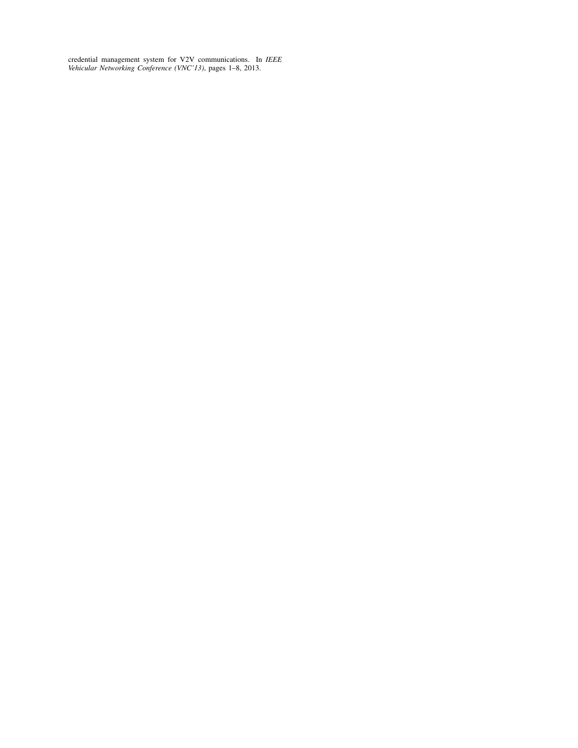credential management system for V2V communications. In *IEEE Vehicular Networking Conference (VNC'13)*, pages 1–8, 2013.